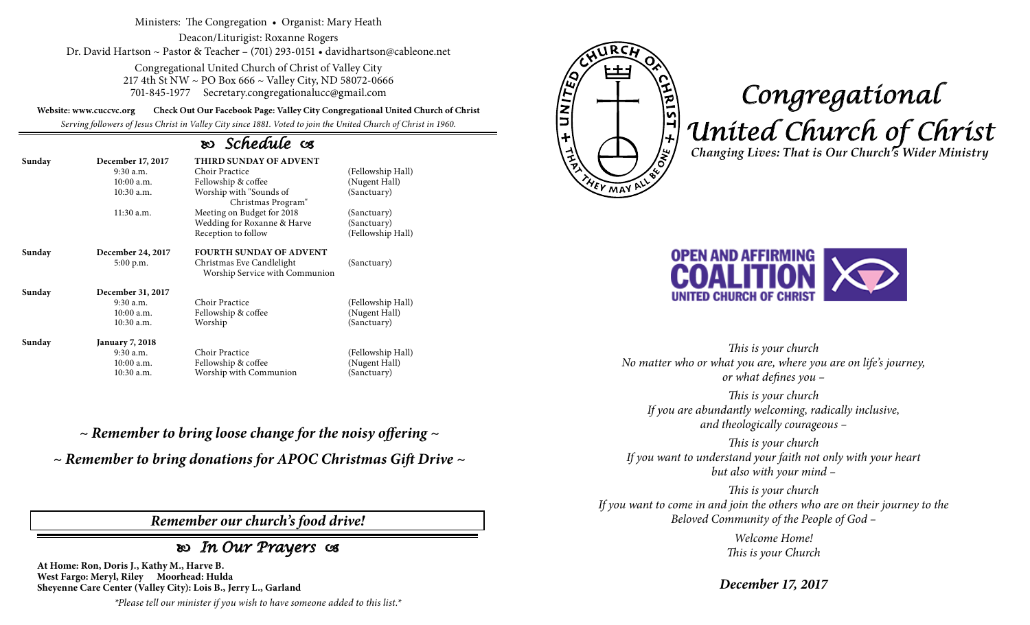Ministers: The Congregation • Organist: Mary Heath

Deacon/Liturgist: Roxanne Rogers

Dr. David Hartson ~ Pastor & Teacher – (701) 293-0151 • davidhartson@cableone.net

Congregational United Church of Christ of Valley City
217 4th St NW ~ PO Box 666 ~ Valley City, ND 58072-0666
701-845-1977 Secretary.congregationalucc@gmail.com

**Website: www.cuccvc.org** **Check Out Our Facebook Page: Valley City Congregational United Church of Christ**

*Serving followers of Jesus Christ in Valley City since 1881. Voted to join the United Church of Christ in 1960.*

## Schedule

| | | | |
|---|---|---|---|
| **Sunday** | **December 17, 2017** | **THIRD SUNDAY OF ADVENT** | |
| | 9:30 a.m. | Choir Practice | (Fellowship Hall) |
| | 10:00 a.m. | Fellowship & coffee | (Nugent Hall) |
| | 10:30 a.m. | Worship with "Sounds of Christmas Program" | (Sanctuary) |
| | 11:30 a.m. | Meeting on Budget for 2018 | (Sanctuary) |
| | | Wedding for Roxanne & Harve | (Sanctuary) |
| | | Reception to follow | (Fellowship Hall) |
| **Sunday** | **December 24, 2017** | **FOURTH SUNDAY OF ADVENT** | |
| | 5:00 p.m. | Christmas Eve Candlelight Worship Service with Communion | (Sanctuary) |
| **Sunday** | **December 31, 2017** | | |
| | 9:30 a.m. | Choir Practice | (Fellowship Hall) |
| | 10:00 a.m. | Fellowship & coffee | (Nugent Hall) |
| | 10:30 a.m. | Worship | (Sanctuary) |
| **Sunday** | **January 7, 2018** | | |
| | 9:30 a.m. | Choir Practice | (Fellowship Hall) |
| | 10:00 a.m. | Fellowship & coffee | (Nugent Hall) |
| | 10:30 a.m. | Worship with Communion | (Sanctuary) |

***~ Remember to bring loose change for the noisy offering ~***

***~ Remember to bring donations for APOC Christmas Gift Drive ~***

***Remember our church's food drive!***

## In Our Prayers

**At Home: Ron, Doris J., Kathy M., Harve B.**
**West Fargo: Meryl, Riley Moorhead: Hulda**
**Sheyenne Care Center (Valley City): Lois B., Jerry L., Garland**

*\*Please tell our minister if you wish to have someone added to this list.\**

# *Congregational United Church of Christ*

***Changing Lives: That is Our Church's Wider Ministry***

OPEN AND AFFIRMING COALITION UNITED CHURCH OF CHRIST

*This is your church*
*No matter who or what you are, where you are on life's journey, or what defines you –*

*This is your church*
*If you are abundantly welcoming, radically inclusive, and theologically courageous –*

*This is your church*
*If you want to understand your faith not only with your heart but also with your mind –*

*This is your church*
*If you want to come in and join the others who are on their journey to the Beloved Community of the People of God –*

*Welcome Home!*
*This is your Church*

***December 17, 2017***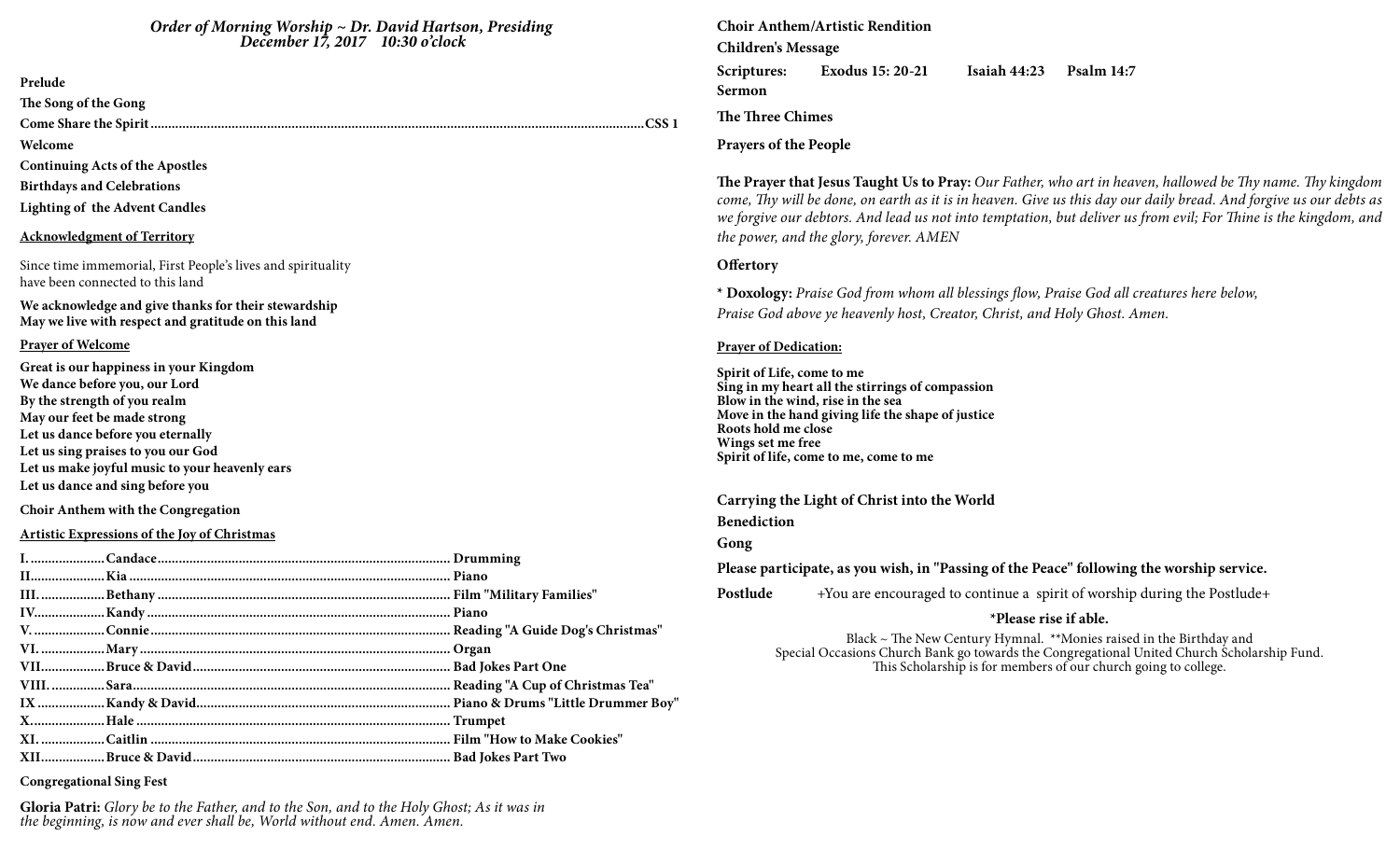## *Order of Morning Worship ~ Dr. David Hartson, Presiding*
## *December 17, 2017 10:30 o'clock*

**Prelude**

**The Song of the Gong**

**Come Share the Spirit............................................................CSS 1**

**Welcome**

**Continuing Acts of the Apostles**

**Birthdays and Celebrations**

**Lighting of the Advent Candles**

**Acknowledgment of Territory**

Since time immemorial, First People's lives and spirituality
have been connected to this land

**We acknowledge and give thanks for their stewardship**
**May we live with respect and gratitude on this land**

**Prayer of Welcome**

**Great is our happiness in your Kingdom**
**We dance before you, our Lord**
**By the strength of you realm**
**May our feet be made strong**
**Let us dance before you eternally**
**Let us sing praises to you our God**
**Let us make joyful music to your heavenly ears**
**Let us dance and sing before you**

**Choir Anthem with the Congregation**

**Artistic Expressions of the Joy of Christmas**

| | | |
|---|---|---|
| **I.** | **Candace** | **Drumming** |
| **II.** | **Kia** | **Piano** |
| **III.** | **Bethany** | **Film "Military Families"** |
| **IV.** | **Kandy** | **Piano** |
| **V.** | **Connie** | **Reading "A Guide Dog's Christmas"** |
| **VI.** | **Mary** | **Organ** |
| **VII.** | **Bruce & David** | **Bad Jokes Part One** |
| **VIII.** | **Sara** | **Reading "A Cup of Christmas Tea"** |
| **IX** | **Kandy & David** | **Piano & Drums "Little Drummer Boy"** |
| **X.** | **Hale** | **Trumpet** |
| **XI.** | **Caitlin** | **Film "How to Make Cookies"** |
| **XII.** | **Bruce & David** | **Bad Jokes Part Two** |

**Congregational Sing Fest**

**Gloria Patri:** *Glory be to the Father, and to the Son, and to the Holy Ghost; As it was in the beginning, is now and ever shall be, World without end. Amen. Amen.*

**Choir Anthem/Artistic Rendition**

**Children's Message**

**Scriptures: Exodus 15: 20-21 Isaiah 44:23 Psalm 14:7**

**Sermon**

**The Three Chimes**

**Prayers of the People**

**The Prayer that Jesus Taught Us to Pray:** *Our Father, who art in heaven, hallowed be Thy name. Thy kingdom come, Thy will be done, on earth as it is in heaven. Give us this day our daily bread. And forgive us our debts as we forgive our debtors. And lead us not into temptation, but deliver us from evil; For Thine is the kingdom, and the power, and the glory, forever. AMEN*

**Offertory**

\* **Doxology:** *Praise God from whom all blessings flow, Praise God all creatures here below, Praise God above ye heavenly host, Creator, Christ, and Holy Ghost. Amen.*

**Prayer of Dedication:**

**Spirit of Life, come to me**
**Sing in my heart all the stirrings of compassion**
**Blow in the wind, rise in the sea**
**Move in the hand giving life the shape of justice**
**Roots hold me close**
**Wings set me free**
**Spirit of life, come to me, come to me**

**Carrying the Light of Christ into the World**

**Benediction**

**Gong**

**Please participate, as you wish, in "Passing of the Peace" following the worship service.**

**Postlude** +You are encouraged to continue a spirit of worship during the Postlude+

**\*Please rise if able.**

Black ~ The New Century Hymnal. \*\*Monies raised in the Birthday and Special Occasions Church Bank go towards the Congregational United Church Scholarship Fund. This Scholarship is for members of our church going to college.